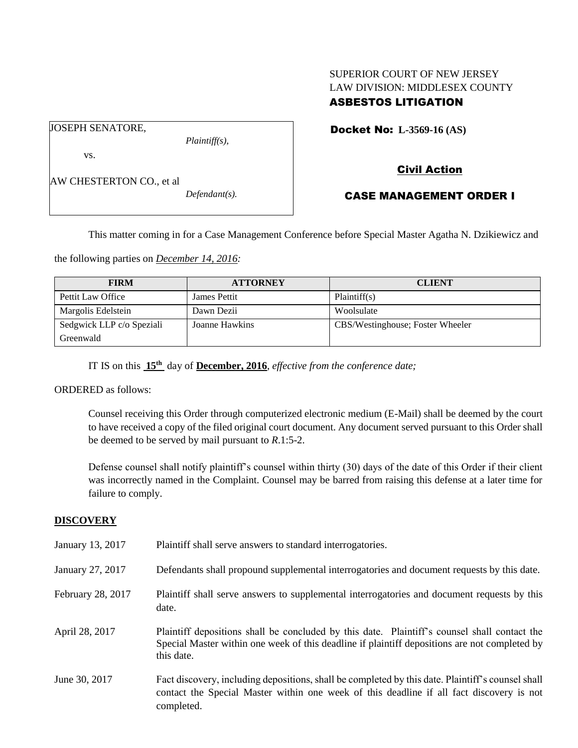SUPERIOR COURT OF NEW JERSEY
LAW DIVISION: MIDDLESEX COUNTY
**ASBESTOS LITIGATION**

JOSEPH SENATORE,
*Plaintiff(s),*

vs.

AW CHESTERTON CO., et al
*Defendant(s).*

**Docket No: L-3569-16 (AS)**

**Civil Action**

**CASE MANAGEMENT ORDER I**

This matter coming in for a Case Management Conference before Special Master Agatha N. Dzikiewicz and the following parties on *December 14, 2016:*

| FIRM | ATTORNEY | CLIENT |
| --- | --- | --- |
| Pettit Law Office | James Pettit | Plaintiff(s) |
| Margolis Edelstein | Dawn Dezii | Woolsulate |
| Sedgwick LLP c/o Speziali Greenwald | Joanne Hawkins | CBS/Westinghouse; Foster Wheeler |

IT IS on this **15th** day of **December, 2016**, *effective from the conference date;*

ORDERED as follows:

Counsel receiving this Order through computerized electronic medium (E-Mail) shall be deemed by the court to have received a copy of the filed original court document. Any document served pursuant to this Order shall be deemed to be served by mail pursuant to *R*.1:5-2.

Defense counsel shall notify plaintiff's counsel within thirty (30) days of the date of this Order if their client was incorrectly named in the Complaint. Counsel may be barred from raising this defense at a later time for failure to comply.

## DISCOVERY

| | |
| --- | --- |
| January 13, 2017 | Plaintiff shall serve answers to standard interrogatories. |
| January 27, 2017 | Defendants shall propound supplemental interrogatories and document requests by this date. |
| February 28, 2017 | Plaintiff shall serve answers to supplemental interrogatories and document requests by this date. |
| April 28, 2017 | Plaintiff depositions shall be concluded by this date. Plaintiff's counsel shall contact the Special Master within one week of this deadline if plaintiff depositions are not completed by this date. |
| June 30, 2017 | Fact discovery, including depositions, shall be completed by this date. Plaintiff's counsel shall contact the Special Master within one week of this deadline if all fact discovery is not completed. |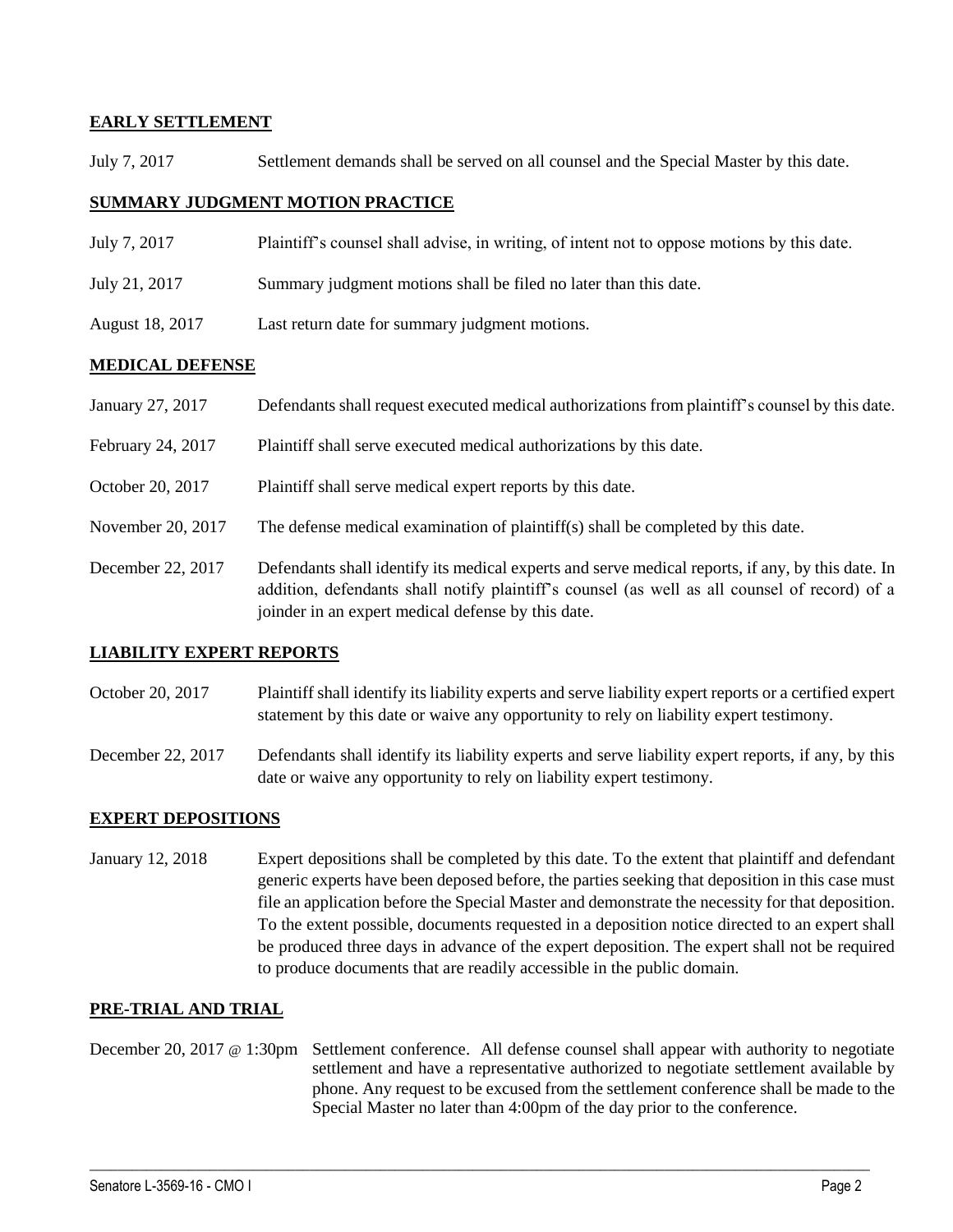**EARLY SETTLEMENT**

| | |
|---|---|
| July 7, 2017 | Settlement demands shall be served on all counsel and the Special Master by this date. |

**SUMMARY JUDGMENT MOTION PRACTICE**

| | |
|---|---|
| July 7, 2017 | Plaintiff's counsel shall advise, in writing, of intent not to oppose motions by this date. |
| July 21, 2017 | Summary judgment motions shall be filed no later than this date. |
| August 18, 2017 | Last return date for summary judgment motions. |

**MEDICAL DEFENSE**

| | |
|---|---|
| January 27, 2017 | Defendants shall request executed medical authorizations from plaintiff's counsel by this date. |
| February 24, 2017 | Plaintiff shall serve executed medical authorizations by this date. |
| October 20, 2017 | Plaintiff shall serve medical expert reports by this date. |
| November 20, 2017 | The defense medical examination of plaintiff(s) shall be completed by this date. |
| December 22, 2017 | Defendants shall identify its medical experts and serve medical reports, if any, by this date. In addition, defendants shall notify plaintiff's counsel (as well as all counsel of record) of a joinder in an expert medical defense by this date. |

**LIABILITY EXPERT REPORTS**

| | |
|---|---|
| October 20, 2017 | Plaintiff shall identify its liability experts and serve liability expert reports or a certified expert statement by this date or waive any opportunity to rely on liability expert testimony. |
| December 22, 2017 | Defendants shall identify its liability experts and serve liability expert reports, if any, by this date or waive any opportunity to rely on liability expert testimony. |

**EXPERT DEPOSITIONS**

| | |
|---|---|
| January 12, 2018 | Expert depositions shall be completed by this date. To the extent that plaintiff and defendant generic experts have been deposed before, the parties seeking that deposition in this case must file an application before the Special Master and demonstrate the necessity for that deposition. To the extent possible, documents requested in a deposition notice directed to an expert shall be produced three days in advance of the expert deposition. The expert shall not be required to produce documents that are readily accessible in the public domain. |

**PRE-TRIAL AND TRIAL**

| | |
|---|---|
| December 20, 2017 @ 1:30pm | Settlement conference. All defense counsel shall appear with authority to negotiate settlement and have a representative authorized to negotiate settlement available by phone. Any request to be excused from the settlement conference shall be made to the Special Master no later than 4:00pm of the day prior to the conference. |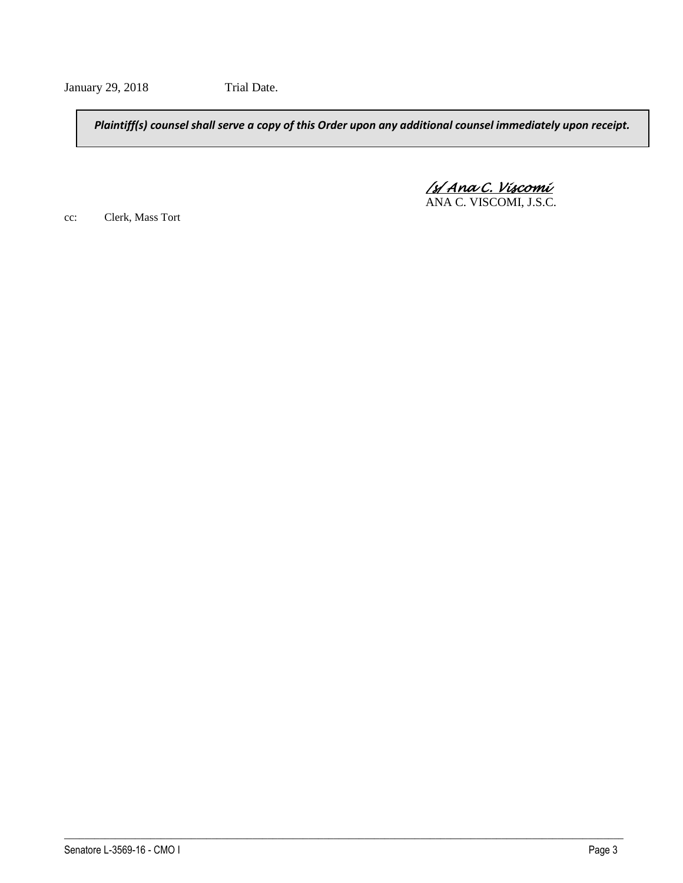| | |
|---|---|
| January 29, 2018 | Trial Date. |

***Plaintiff(s) counsel shall serve a copy of this Order upon any additional counsel immediately upon receipt.***

*/s/ Ana C. Viscomi*
ANA C. VISCOMI, J.S.C.

cc: Clerk, Mass Tort